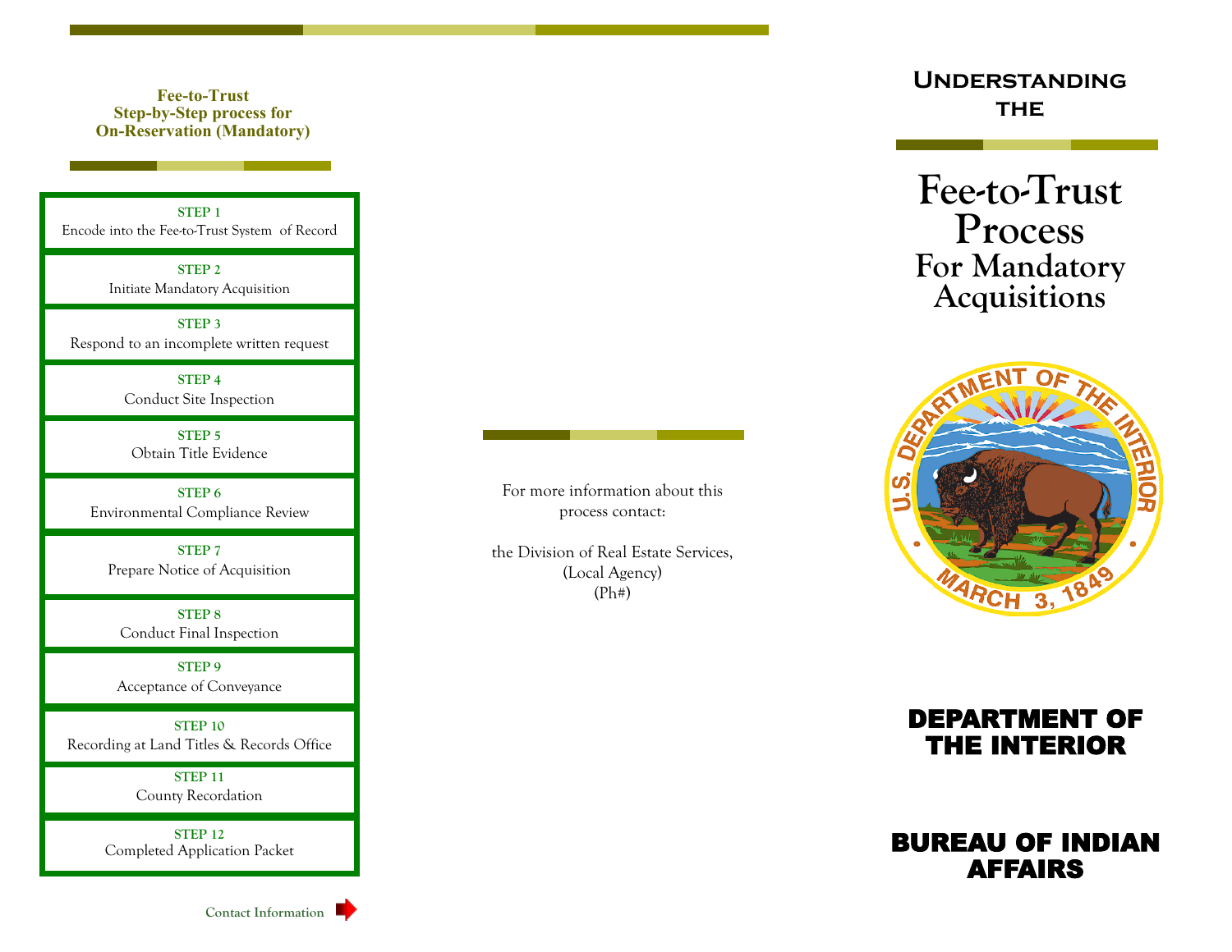## Fee-to-Trust Step-by-Step process for On-Reservation (Mandatory)

**STEP 1**
Encode into the Fee-to-Trust System of Record

**STEP 2**
Initiate Mandatory Acquisition

**STEP 3**
Respond to an incomplete written request

**STEP 4**
Conduct Site Inspection

**STEP 5**
Obtain Title Evidence

**STEP 6**
Environmental Compliance Review

**STEP 7**
Prepare Notice of Acquisition

**STEP 8**
Conduct Final Inspection

**STEP 9**
Acceptance of Conveyance

**STEP 10**
Recording at Land Titles & Records Office

**STEP 11**
County Recordation

**STEP 12**
Completed Application Packet

Contact Information

For more information about this process contact:

the Division of Real Estate Services,
(Local Agency)
(Ph#)

## Understanding the

# Fee-to-Trust Process For Mandatory Acquisitions

U.S. DEPARTMENT OF THE INTERIOR
MARCH 3, 1849

## DEPARTMENT OF THE INTERIOR

## BUREAU OF INDIAN AFFAIRS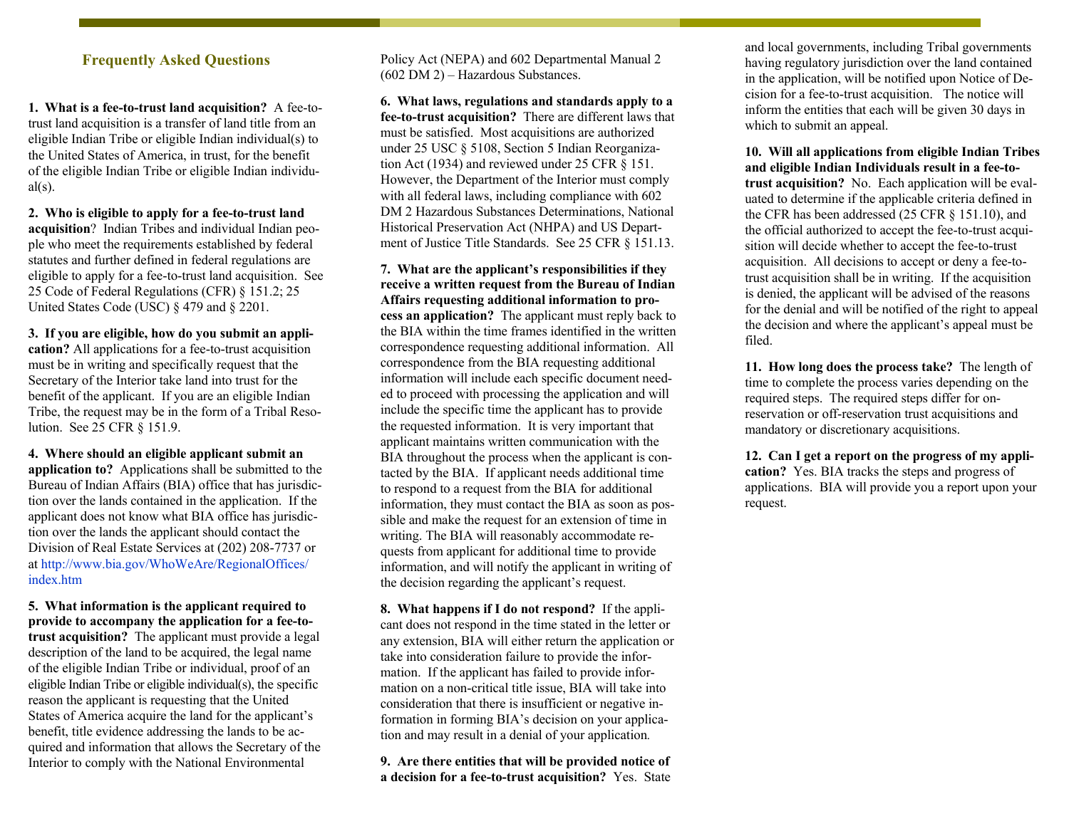## Frequently Asked Questions

**1. What is a fee-to-trust land acquisition?** A fee-to-trust land acquisition is a transfer of land title from an eligible Indian Tribe or eligible Indian individual(s) to the United States of America, in trust, for the benefit of the eligible Indian Tribe or eligible Indian individual(s).

**2. Who is eligible to apply for a fee-to-trust land acquisition**? Indian Tribes and individual Indian people who meet the requirements established by federal statutes and further defined in federal regulations are eligible to apply for a fee-to-trust land acquisition. See 25 Code of Federal Regulations (CFR) § 151.2; 25 United States Code (USC) § 479 and § 2201.

**3. If you are eligible, how do you submit an application?** All applications for a fee-to-trust acquisition must be in writing and specifically request that the Secretary of the Interior take land into trust for the benefit of the applicant. If you are an eligible Indian Tribe, the request may be in the form of a Tribal Resolution. See 25 CFR § 151.9.

**4. Where should an eligible applicant submit an application to?** Applications shall be submitted to the Bureau of Indian Affairs (BIA) office that has jurisdiction over the lands contained in the application. If the applicant does not know what BIA office has jurisdiction over the lands the applicant should contact the Division of Real Estate Services at (202) 208-7737 or at http://www.bia.gov/WhoWeAre/RegionalOffices/index.htm

**5. What information is the applicant required to provide to accompany the application for a fee-to-trust acquisition?** The applicant must provide a legal description of the land to be acquired, the legal name of the eligible Indian Tribe or individual, proof of an eligible Indian Tribe or eligible individual(s), the specific reason the applicant is requesting that the United States of America acquire the land for the applicant's benefit, title evidence addressing the lands to be acquired and information that allows the Secretary of the Interior to comply with the National Environmental Policy Act (NEPA) and 602 Departmental Manual 2 (602 DM 2) – Hazardous Substances.

**6. What laws, regulations and standards apply to a fee-to-trust acquisition?** There are different laws that must be satisfied. Most acquisitions are authorized under 25 USC § 5108, Section 5 Indian Reorganization Act (1934) and reviewed under 25 CFR § 151. However, the Department of the Interior must comply with all federal laws, including compliance with 602 DM 2 Hazardous Substances Determinations, National Historical Preservation Act (NHPA) and US Department of Justice Title Standards. See 25 CFR § 151.13.

**7. What are the applicant's responsibilities if they receive a written request from the Bureau of Indian Affairs requesting additional information to process an application?** The applicant must reply back to the BIA within the time frames identified in the written correspondence requesting additional information. All correspondence from the BIA requesting additional information will include each specific document needed to proceed with processing the application and will include the specific time the applicant has to provide the requested information. It is very important that applicant maintains written communication with the BIA throughout the process when the applicant is contacted by the BIA. If applicant needs additional time to respond to a request from the BIA for additional information, they must contact the BIA as soon as possible and make the request for an extension of time in writing. The BIA will reasonably accommodate requests from applicant for additional time to provide information, and will notify the applicant in writing of the decision regarding the applicant's request.

**8. What happens if I do not respond?** If the applicant does not respond in the time stated in the letter or any extension, BIA will either return the application or take into consideration failure to provide the information. If the applicant has failed to provide information on a non-critical title issue, BIA will take into consideration that there is insufficient or negative information in forming BIA's decision on your application and may result in a denial of your application.

**9. Are there entities that will be provided notice of a decision for a fee-to-trust acquisition?** Yes. State and local governments, including Tribal governments having regulatory jurisdiction over the land contained in the application, will be notified upon Notice of Decision for a fee-to-trust acquisition. The notice will inform the entities that each will be given 30 days in which to submit an appeal.

**10. Will all applications from eligible Indian Tribes and eligible Indian Individuals result in a fee-to-trust acquisition?** No. Each application will be evaluated to determine if the applicable criteria defined in the CFR has been addressed (25 CFR § 151.10), and the official authorized to accept the fee-to-trust acquisition will decide whether to accept the fee-to-trust acquisition. All decisions to accept or deny a fee-to-trust acquisition shall be in writing. If the acquisition is denied, the applicant will be advised of the reasons for the denial and will be notified of the right to appeal the decision and where the applicant's appeal must be filed.

**11. How long does the process take?** The length of time to complete the process varies depending on the required steps. The required steps differ for on-reservation or off-reservation trust acquisitions and mandatory or discretionary acquisitions.

**12. Can I get a report on the progress of my application?** Yes. BIA tracks the steps and progress of applications. BIA will provide you a report upon your request.